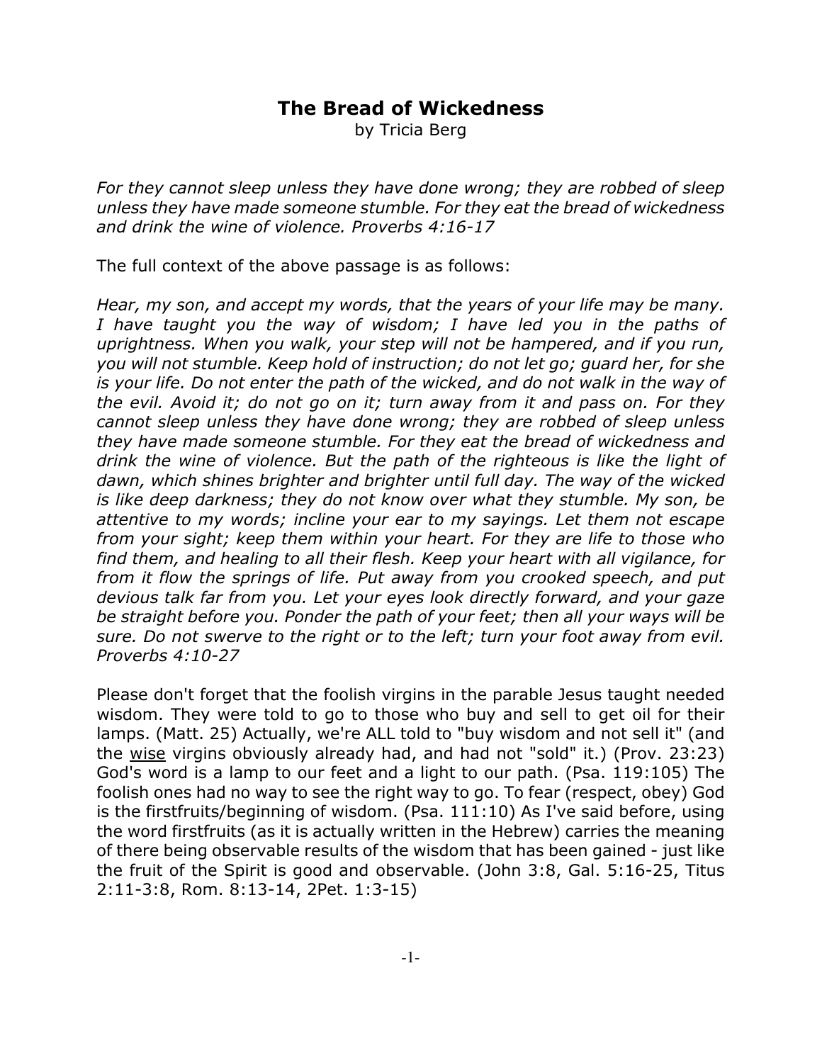# The Bread of Wickedness

by Tricia Berg

*For they cannot sleep unless they have done wrong; they are robbed of sleep unless they have made someone stumble. For they eat the bread of wickedness and drink the wine of violence. Proverbs 4:16-17*

The full context of the above passage is as follows:

*Hear, my son, and accept my words, that the years of your life may be many. I have taught you the way of wisdom; I have led you in the paths of uprightness. When you walk, your step will not be hampered, and if you run, you will not stumble. Keep hold of instruction; do not let go; guard her, for she is your life. Do not enter the path of the wicked, and do not walk in the way of the evil. Avoid it; do not go on it; turn away from it and pass on. For they cannot sleep unless they have done wrong; they are robbed of sleep unless they have made someone stumble. For they eat the bread of wickedness and drink the wine of violence. But the path of the righteous is like the light of dawn, which shines brighter and brighter until full day. The way of the wicked is like deep darkness; they do not know over what they stumble. My son, be attentive to my words; incline your ear to my sayings. Let them not escape from your sight; keep them within your heart. For they are life to those who find them, and healing to all their flesh. Keep your heart with all vigilance, for from it flow the springs of life. Put away from you crooked speech, and put devious talk far from you. Let your eyes look directly forward, and your gaze be straight before you. Ponder the path of your feet; then all your ways will be sure. Do not swerve to the right or to the left; turn your foot away from evil. Proverbs 4:10-27*

Please don't forget that the foolish virgins in the parable Jesus taught needed wisdom. They were told to go to those who buy and sell to get oil for their lamps. (Matt. 25) Actually, we're ALL told to "buy wisdom and not sell it" (and the <u>wise</u> virgins obviously already had, and had not "sold" it.) (Prov. 23:23) God's word is a lamp to our feet and a light to our path. (Psa. 119:105) The foolish ones had no way to see the right way to go. To fear (respect, obey) God is the firstfruits/beginning of wisdom. (Psa. 111:10) As I've said before, using the word firstfruits (as it is actually written in the Hebrew) carries the meaning of there being observable results of the wisdom that has been gained - just like the fruit of the Spirit is good and observable. (John 3:8, Gal. 5:16-25, Titus 2:11-3:8, Rom. 8:13-14, 2Pet. 1:3-15)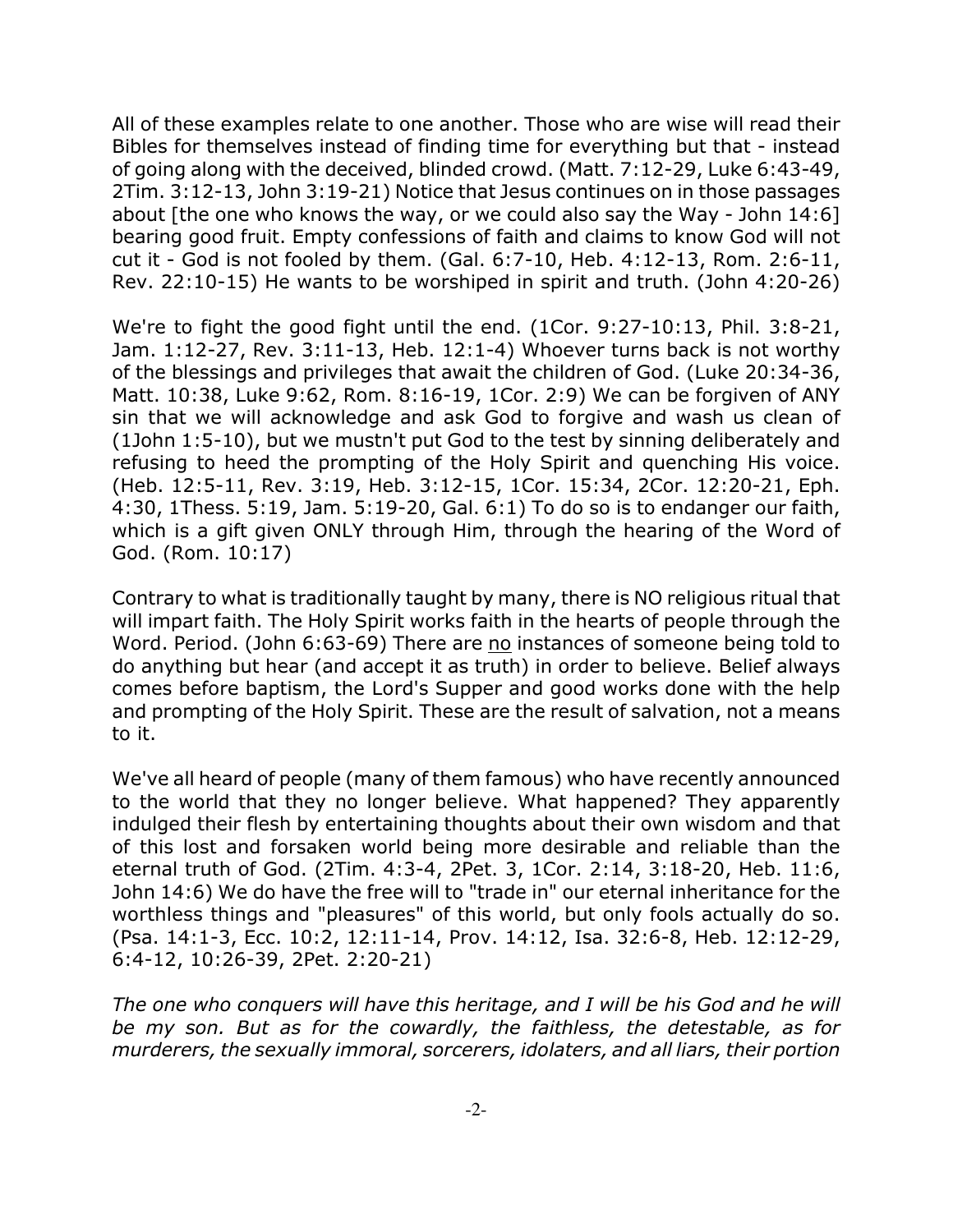All of these examples relate to one another. Those who are wise will read their Bibles for themselves instead of finding time for everything but that - instead of going along with the deceived, blinded crowd. (Matt. 7:12-29, Luke 6:43-49, 2Tim. 3:12-13, John 3:19-21) Notice that Jesus continues on in those passages about [the one who knows the way, or we could also say the Way - John 14:6] bearing good fruit. Empty confessions of faith and claims to know God will not cut it - God is not fooled by them. (Gal. 6:7-10, Heb. 4:12-13, Rom. 2:6-11, Rev. 22:10-15) He wants to be worshiped in spirit and truth. (John 4:20-26)

We're to fight the good fight until the end. (1Cor. 9:27-10:13, Phil. 3:8-21, Jam. 1:12-27, Rev. 3:11-13, Heb. 12:1-4) Whoever turns back is not worthy of the blessings and privileges that await the children of God. (Luke 20:34-36, Matt. 10:38, Luke 9:62, Rom. 8:16-19, 1Cor. 2:9) We can be forgiven of ANY sin that we will acknowledge and ask God to forgive and wash us clean of (1John 1:5-10), but we mustn't put God to the test by sinning deliberately and refusing to heed the prompting of the Holy Spirit and quenching His voice. (Heb. 12:5-11, Rev. 3:19, Heb. 3:12-15, 1Cor. 15:34, 2Cor. 12:20-21, Eph. 4:30, 1Thess. 5:19, Jam. 5:19-20, Gal. 6:1) To do so is to endanger our faith, which is a gift given ONLY through Him, through the hearing of the Word of God. (Rom. 10:17)

Contrary to what is traditionally taught by many, there is NO religious ritual that will impart faith. The Holy Spirit works faith in the hearts of people through the Word. Period. (John 6:63-69) There are <u>no</u> instances of someone being told to do anything but hear (and accept it as truth) in order to believe. Belief always comes before baptism, the Lord's Supper and good works done with the help and prompting of the Holy Spirit. These are the result of salvation, not a means to it.

We've all heard of people (many of them famous) who have recently announced to the world that they no longer believe. What happened? They apparently indulged their flesh by entertaining thoughts about their own wisdom and that of this lost and forsaken world being more desirable and reliable than the eternal truth of God. (2Tim. 4:3-4, 2Pet. 3, 1Cor. 2:14, 3:18-20, Heb. 11:6, John 14:6) We do have the free will to "trade in" our eternal inheritance for the worthless things and "pleasures" of this world, but only fools actually do so. (Psa. 14:1-3, Ecc. 10:2, 12:11-14, Prov. 14:12, Isa. 32:6-8, Heb. 12:12-29, 6:4-12, 10:26-39, 2Pet. 2:20-21)

*The one who conquers will have this heritage, and I will be his God and he will be my son. But as for the cowardly, the faithless, the detestable, as for murderers, the sexually immoral, sorcerers, idolaters, and all liars, their portion*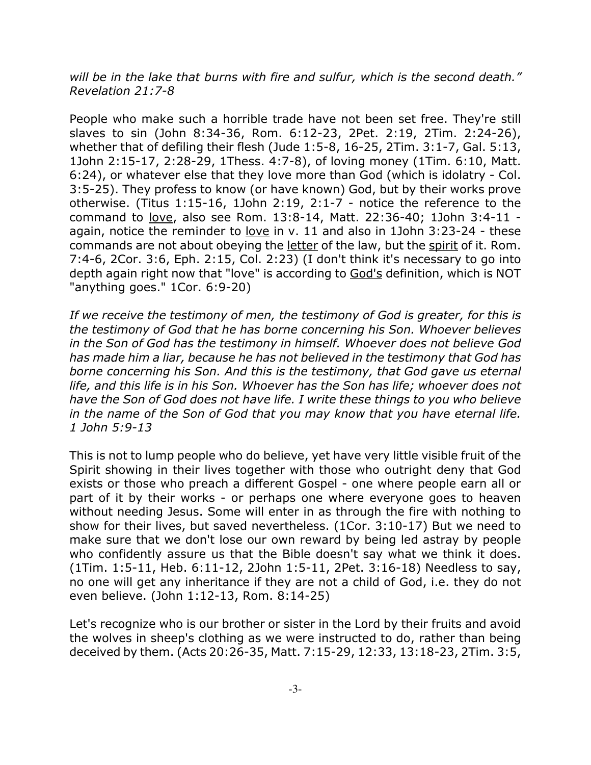*will be in the lake that burns with fire and sulfur, which is the second death." Revelation 21:7-8*

People who make such a horrible trade have not been set free. They're still slaves to sin (John 8:34-36, Rom. 6:12-23, 2Pet. 2:19, 2Tim. 2:24-26), whether that of defiling their flesh (Jude 1:5-8, 16-25, 2Tim. 3:1-7, Gal. 5:13, 1John 2:15-17, 2:28-29, 1Thess. 4:7-8), of loving money (1Tim. 6:10, Matt. 6:24), or whatever else that they love more than God (which is idolatry - Col. 3:5-25). They profess to know (or have known) God, but by their works prove otherwise. (Titus 1:15-16, 1John 2:19, 2:1-7 - notice the reference to the command to <u>love</u>, also see Rom. 13:8-14, Matt. 22:36-40; 1John 3:4-11 - again, notice the reminder to <u>love</u> in v. 11 and also in 1John 3:23-24 - these commands are not about obeying the <u>letter</u> of the law, but the <u>spirit</u> of it. Rom. 7:4-6, 2Cor. 3:6, Eph. 2:15, Col. 2:23) (I don't think it's necessary to go into depth again right now that "love" is according to <u>God's</u> definition, which is NOT "anything goes." 1Cor. 6:9-20)

*If we receive the testimony of men, the testimony of God is greater, for this is the testimony of God that he has borne concerning his Son. Whoever believes in the Son of God has the testimony in himself. Whoever does not believe God has made him a liar, because he has not believed in the testimony that God has borne concerning his Son. And this is the testimony, that God gave us eternal life, and this life is in his Son. Whoever has the Son has life; whoever does not have the Son of God does not have life. I write these things to you who believe in the name of the Son of God that you may know that you have eternal life. 1 John 5:9-13*

This is not to lump people who do believe, yet have very little visible fruit of the Spirit showing in their lives together with those who outright deny that God exists or those who preach a different Gospel - one where people earn all or part of it by their works - or perhaps one where everyone goes to heaven without needing Jesus. Some will enter in as through the fire with nothing to show for their lives, but saved nevertheless. (1Cor. 3:10-17) But we need to make sure that we don't lose our own reward by being led astray by people who confidently assure us that the Bible doesn't say what we think it does. (1Tim. 1:5-11, Heb. 6:11-12, 2John 1:5-11, 2Pet. 3:16-18) Needless to say, no one will get any inheritance if they are not a child of God, i.e. they do not even believe. (John 1:12-13, Rom. 8:14-25)

Let's recognize who is our brother or sister in the Lord by their fruits and avoid the wolves in sheep's clothing as we were instructed to do, rather than being deceived by them. (Acts 20:26-35, Matt. 7:15-29, 12:33, 13:18-23, 2Tim. 3:5,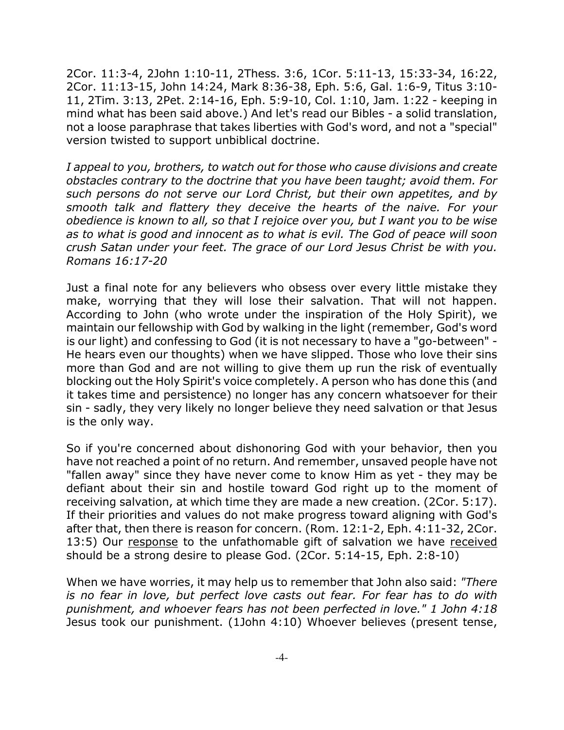2Cor. 11:3-4, 2John 1:10-11, 2Thess. 3:6, 1Cor. 5:11-13, 15:33-34, 16:22, 2Cor. 11:13-15, John 14:24, Mark 8:36-38, Eph. 5:6, Gal. 1:6-9, Titus 3:10-11, 2Tim. 3:13, 2Pet. 2:14-16, Eph. 5:9-10, Col. 1:10, Jam. 1:22 - keeping in mind what has been said above.) And let's read our Bibles - a solid translation, not a loose paraphrase that takes liberties with God's word, and not a "special" version twisted to support unbiblical doctrine.

*I appeal to you, brothers, to watch out for those who cause divisions and create obstacles contrary to the doctrine that you have been taught; avoid them. For such persons do not serve our Lord Christ, but their own appetites, and by smooth talk and flattery they deceive the hearts of the naive. For your obedience is known to all, so that I rejoice over you, but I want you to be wise as to what is good and innocent as to what is evil. The God of peace will soon crush Satan under your feet. The grace of our Lord Jesus Christ be with you. Romans 16:17-20*

Just a final note for any believers who obsess over every little mistake they make, worrying that they will lose their salvation. That will not happen. According to John (who wrote under the inspiration of the Holy Spirit), we maintain our fellowship with God by walking in the light (remember, God's word is our light) and confessing to God (it is not necessary to have a "go-between" - He hears even our thoughts) when we have slipped. Those who love their sins more than God and are not willing to give them up run the risk of eventually blocking out the Holy Spirit's voice completely. A person who has done this (and it takes time and persistence) no longer has any concern whatsoever for their sin - sadly, they very likely no longer believe they need salvation or that Jesus is the only way.

So if you're concerned about dishonoring God with your behavior, then you have not reached a point of no return. And remember, unsaved people have not "fallen away" since they have never come to know Him as yet - they may be defiant about their sin and hostile toward God right up to the moment of receiving salvation, at which time they are made a new creation. (2Cor. 5:17). If their priorities and values do not make progress toward aligning with God's after that, then there is reason for concern. (Rom. 12:1-2, Eph. 4:11-32, 2Cor. 13:5) Our <u>response</u> to the unfathomable gift of salvation we have <u>received</u> should be a strong desire to please God. (2Cor. 5:14-15, Eph. 2:8-10)

When we have worries, it may help us to remember that John also said: *"There is no fear in love, but perfect love casts out fear. For fear has to do with punishment, and whoever fears has not been perfected in love." 1 John 4:18* Jesus took our punishment. (1John 4:10) Whoever believes (present tense,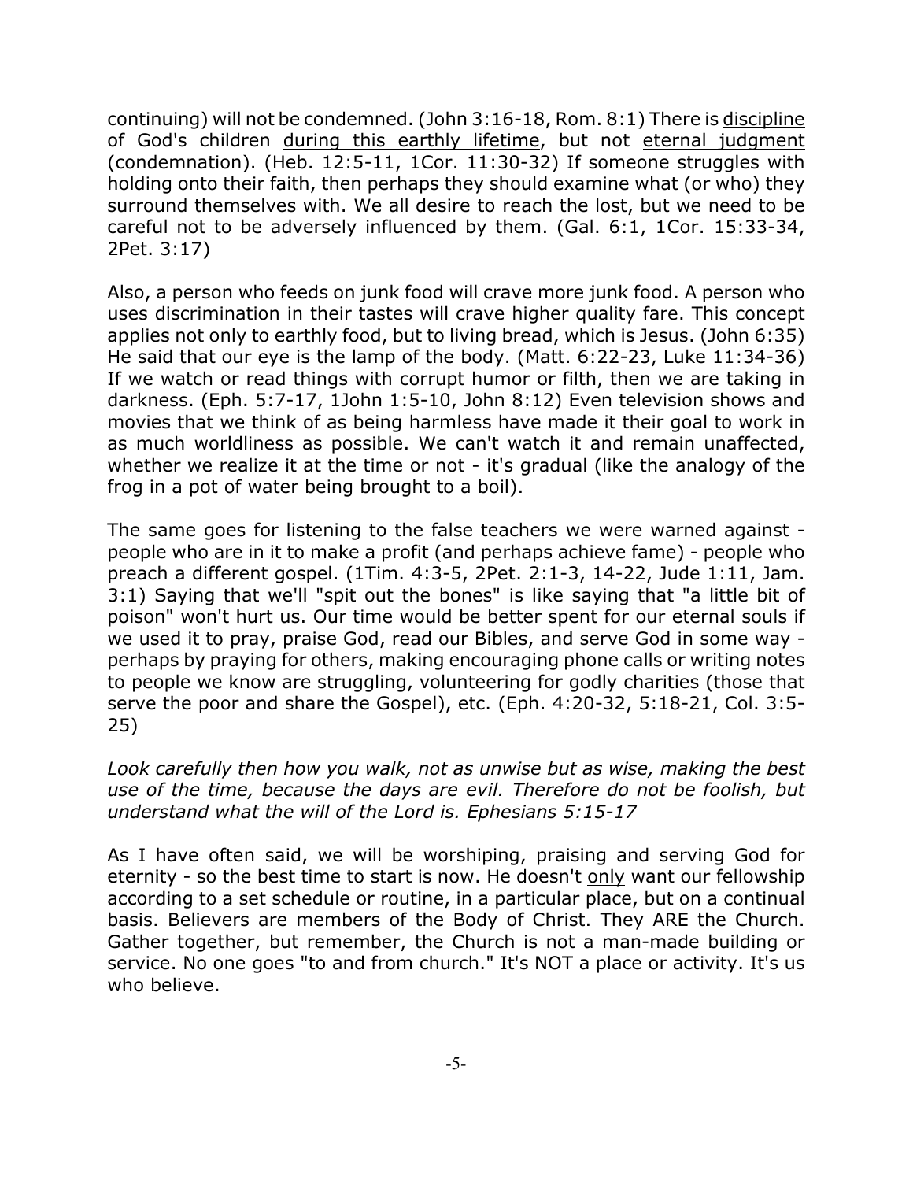continuing) will not be condemned. (John 3:16-18, Rom. 8:1) There is <u>discipline</u> of God's children <u>during this earthly lifetime</u>, but not <u>eternal judgment</u> (condemnation). (Heb. 12:5-11, 1Cor. 11:30-32) If someone struggles with holding onto their faith, then perhaps they should examine what (or who) they surround themselves with. We all desire to reach the lost, but we need to be careful not to be adversely influenced by them. (Gal. 6:1, 1Cor. 15:33-34, 2Pet. 3:17)

Also, a person who feeds on junk food will crave more junk food. A person who uses discrimination in their tastes will crave higher quality fare. This concept applies not only to earthly food, but to living bread, which is Jesus. (John 6:35) He said that our eye is the lamp of the body. (Matt. 6:22-23, Luke 11:34-36) If we watch or read things with corrupt humor or filth, then we are taking in darkness. (Eph. 5:7-17, 1John 1:5-10, John 8:12) Even television shows and movies that we think of as being harmless have made it their goal to work in as much worldliness as possible. We can't watch it and remain unaffected, whether we realize it at the time or not - it's gradual (like the analogy of the frog in a pot of water being brought to a boil).

The same goes for listening to the false teachers we were warned against - people who are in it to make a profit (and perhaps achieve fame) - people who preach a different gospel. (1Tim. 4:3-5, 2Pet. 2:1-3, 14-22, Jude 1:11, Jam. 3:1) Saying that we'll "spit out the bones" is like saying that "a little bit of poison" won't hurt us. Our time would be better spent for our eternal souls if we used it to pray, praise God, read our Bibles, and serve God in some way - perhaps by praying for others, making encouraging phone calls or writing notes to people we know are struggling, volunteering for godly charities (those that serve the poor and share the Gospel), etc. (Eph. 4:20-32, 5:18-21, Col. 3:5-25)

*Look carefully then how you walk, not as unwise but as wise, making the best use of the time, because the days are evil. Therefore do not be foolish, but understand what the will of the Lord is. Ephesians 5:15-17*

As I have often said, we will be worshiping, praising and serving God for eternity - so the best time to start is now. He doesn't <u>only</u> want our fellowship according to a set schedule or routine, in a particular place, but on a continual basis. Believers are members of the Body of Christ. They ARE the Church. Gather together, but remember, the Church is not a man-made building or service. No one goes "to and from church." It's NOT a place or activity. It's us who believe.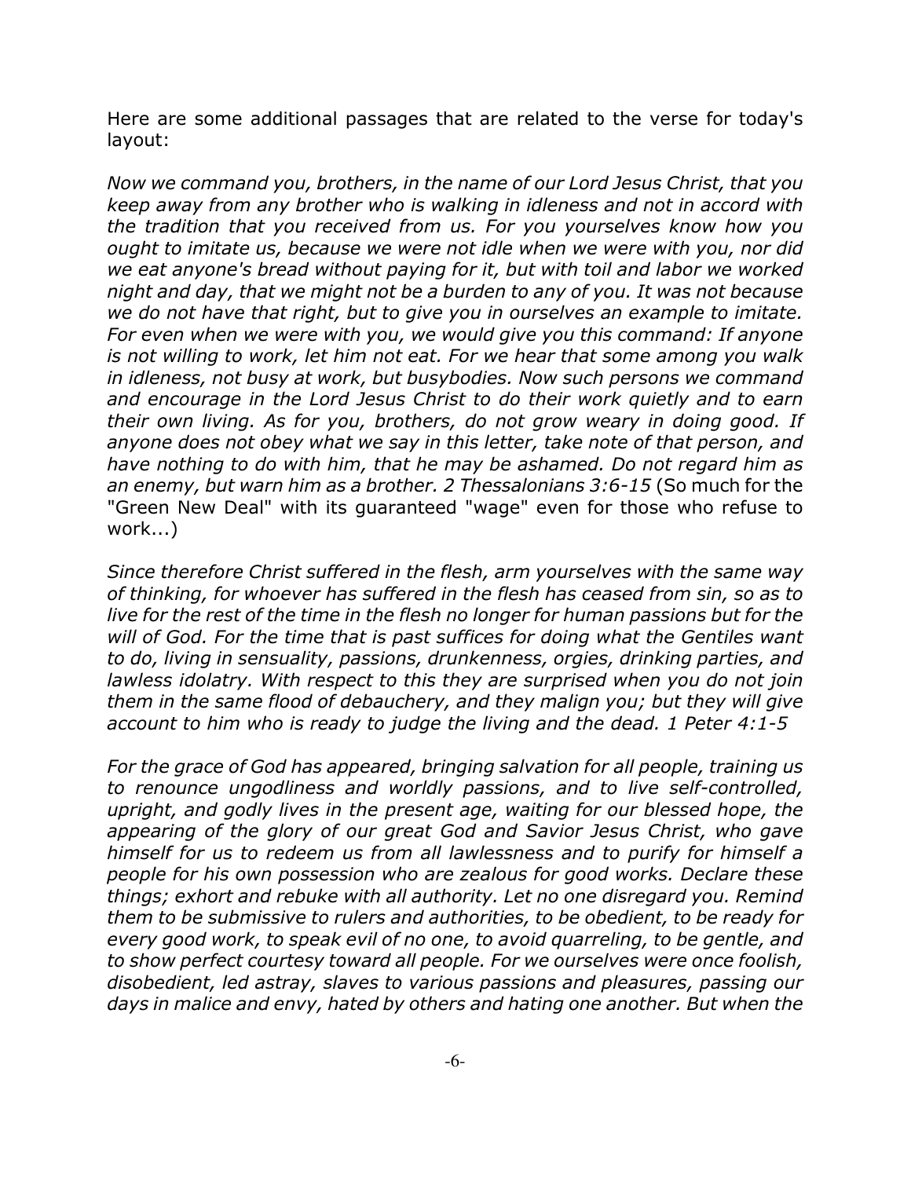Here are some additional passages that are related to the verse for today's layout:

*Now we command you, brothers, in the name of our Lord Jesus Christ, that you keep away from any brother who is walking in idleness and not in accord with the tradition that you received from us. For you yourselves know how you ought to imitate us, because we were not idle when we were with you, nor did we eat anyone's bread without paying for it, but with toil and labor we worked night and day, that we might not be a burden to any of you. It was not because we do not have that right, but to give you in ourselves an example to imitate. For even when we were with you, we would give you this command: If anyone is not willing to work, let him not eat. For we hear that some among you walk in idleness, not busy at work, but busybodies. Now such persons we command and encourage in the Lord Jesus Christ to do their work quietly and to earn their own living. As for you, brothers, do not grow weary in doing good. If anyone does not obey what we say in this letter, take note of that person, and have nothing to do with him, that he may be ashamed. Do not regard him as an enemy, but warn him as a brother. 2 Thessalonians 3:6-15* (So much for the "Green New Deal" with its guaranteed "wage" even for those who refuse to work...)

*Since therefore Christ suffered in the flesh, arm yourselves with the same way of thinking, for whoever has suffered in the flesh has ceased from sin, so as to live for the rest of the time in the flesh no longer for human passions but for the will of God. For the time that is past suffices for doing what the Gentiles want to do, living in sensuality, passions, drunkenness, orgies, drinking parties, and lawless idolatry. With respect to this they are surprised when you do not join them in the same flood of debauchery, and they malign you; but they will give account to him who is ready to judge the living and the dead. 1 Peter 4:1-5*

*For the grace of God has appeared, bringing salvation for all people, training us to renounce ungodliness and worldly passions, and to live self-controlled, upright, and godly lives in the present age, waiting for our blessed hope, the appearing of the glory of our great God and Savior Jesus Christ, who gave himself for us to redeem us from all lawlessness and to purify for himself a people for his own possession who are zealous for good works. Declare these things; exhort and rebuke with all authority. Let no one disregard you. Remind them to be submissive to rulers and authorities, to be obedient, to be ready for every good work, to speak evil of no one, to avoid quarreling, to be gentle, and to show perfect courtesy toward all people. For we ourselves were once foolish, disobedient, led astray, slaves to various passions and pleasures, passing our days in malice and envy, hated by others and hating one another. But when the*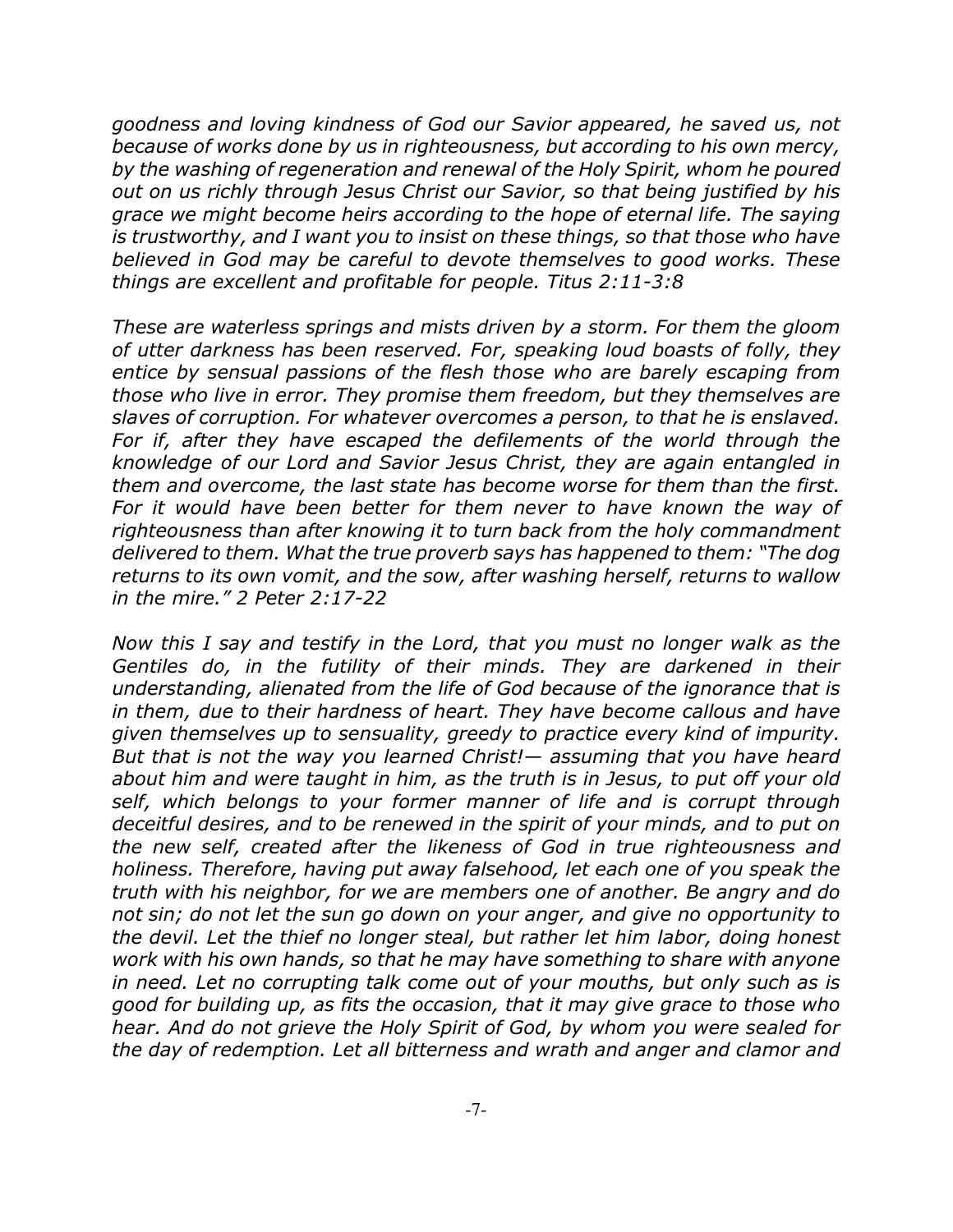*goodness and loving kindness of God our Savior appeared, he saved us, not because of works done by us in righteousness, but according to his own mercy, by the washing of regeneration and renewal of the Holy Spirit, whom he poured out on us richly through Jesus Christ our Savior, so that being justified by his grace we might become heirs according to the hope of eternal life. The saying is trustworthy, and I want you to insist on these things, so that those who have believed in God may be careful to devote themselves to good works. These things are excellent and profitable for people. Titus 2:11-3:8*

*These are waterless springs and mists driven by a storm. For them the gloom of utter darkness has been reserved. For, speaking loud boasts of folly, they entice by sensual passions of the flesh those who are barely escaping from those who live in error. They promise them freedom, but they themselves are slaves of corruption. For whatever overcomes a person, to that he is enslaved. For if, after they have escaped the defilements of the world through the knowledge of our Lord and Savior Jesus Christ, they are again entangled in them and overcome, the last state has become worse for them than the first. For it would have been better for them never to have known the way of righteousness than after knowing it to turn back from the holy commandment delivered to them. What the true proverb says has happened to them: "The dog returns to its own vomit, and the sow, after washing herself, returns to wallow in the mire." 2 Peter 2:17-22*

*Now this I say and testify in the Lord, that you must no longer walk as the Gentiles do, in the futility of their minds. They are darkened in their understanding, alienated from the life of God because of the ignorance that is in them, due to their hardness of heart. They have become callous and have given themselves up to sensuality, greedy to practice every kind of impurity. But that is not the way you learned Christ!— assuming that you have heard about him and were taught in him, as the truth is in Jesus, to put off your old self, which belongs to your former manner of life and is corrupt through deceitful desires, and to be renewed in the spirit of your minds, and to put on the new self, created after the likeness of God in true righteousness and holiness. Therefore, having put away falsehood, let each one of you speak the truth with his neighbor, for we are members one of another. Be angry and do not sin; do not let the sun go down on your anger, and give no opportunity to the devil. Let the thief no longer steal, but rather let him labor, doing honest work with his own hands, so that he may have something to share with anyone in need. Let no corrupting talk come out of your mouths, but only such as is good for building up, as fits the occasion, that it may give grace to those who hear. And do not grieve the Holy Spirit of God, by whom you were sealed for the day of redemption. Let all bitterness and wrath and anger and clamor and*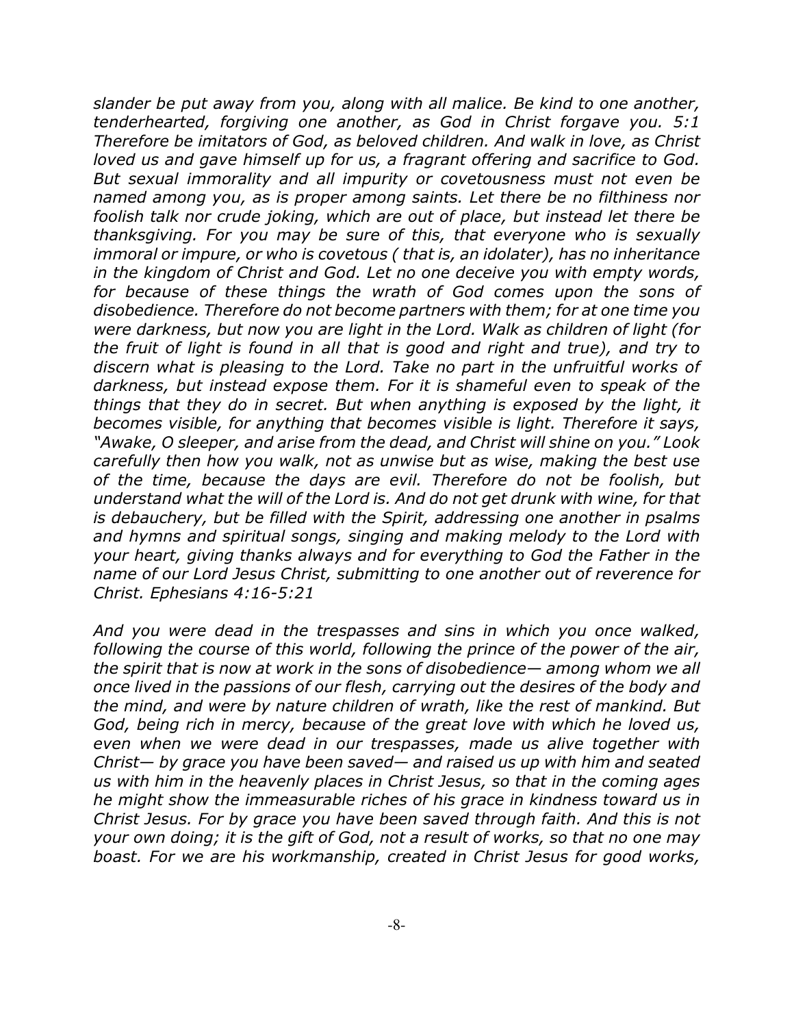*slander be put away from you, along with all malice. Be kind to one another, tenderhearted, forgiving one another, as God in Christ forgave you. 5:1 Therefore be imitators of God, as beloved children. And walk in love, as Christ loved us and gave himself up for us, a fragrant offering and sacrifice to God. But sexual immorality and all impurity or covetousness must not even be named among you, as is proper among saints. Let there be no filthiness nor foolish talk nor crude joking, which are out of place, but instead let there be thanksgiving. For you may be sure of this, that everyone who is sexually immoral or impure, or who is covetous ( that is, an idolater), has no inheritance in the kingdom of Christ and God. Let no one deceive you with empty words, for because of these things the wrath of God comes upon the sons of disobedience. Therefore do not become partners with them; for at one time you were darkness, but now you are light in the Lord. Walk as children of light (for the fruit of light is found in all that is good and right and true), and try to discern what is pleasing to the Lord. Take no part in the unfruitful works of darkness, but instead expose them. For it is shameful even to speak of the things that they do in secret. But when anything is exposed by the light, it becomes visible, for anything that becomes visible is light. Therefore it says, "Awake, O sleeper, and arise from the dead, and Christ will shine on you." Look carefully then how you walk, not as unwise but as wise, making the best use of the time, because the days are evil. Therefore do not be foolish, but understand what the will of the Lord is. And do not get drunk with wine, for that is debauchery, but be filled with the Spirit, addressing one another in psalms and hymns and spiritual songs, singing and making melody to the Lord with your heart, giving thanks always and for everything to God the Father in the name of our Lord Jesus Christ, submitting to one another out of reverence for Christ. Ephesians 4:16-5:21*

*And you were dead in the trespasses and sins in which you once walked, following the course of this world, following the prince of the power of the air, the spirit that is now at work in the sons of disobedience— among whom we all once lived in the passions of our flesh, carrying out the desires of the body and the mind, and were by nature children of wrath, like the rest of mankind. But God, being rich in mercy, because of the great love with which he loved us, even when we were dead in our trespasses, made us alive together with Christ— by grace you have been saved— and raised us up with him and seated us with him in the heavenly places in Christ Jesus, so that in the coming ages he might show the immeasurable riches of his grace in kindness toward us in Christ Jesus. For by grace you have been saved through faith. And this is not your own doing; it is the gift of God, not a result of works, so that no one may boast. For we are his workmanship, created in Christ Jesus for good works,*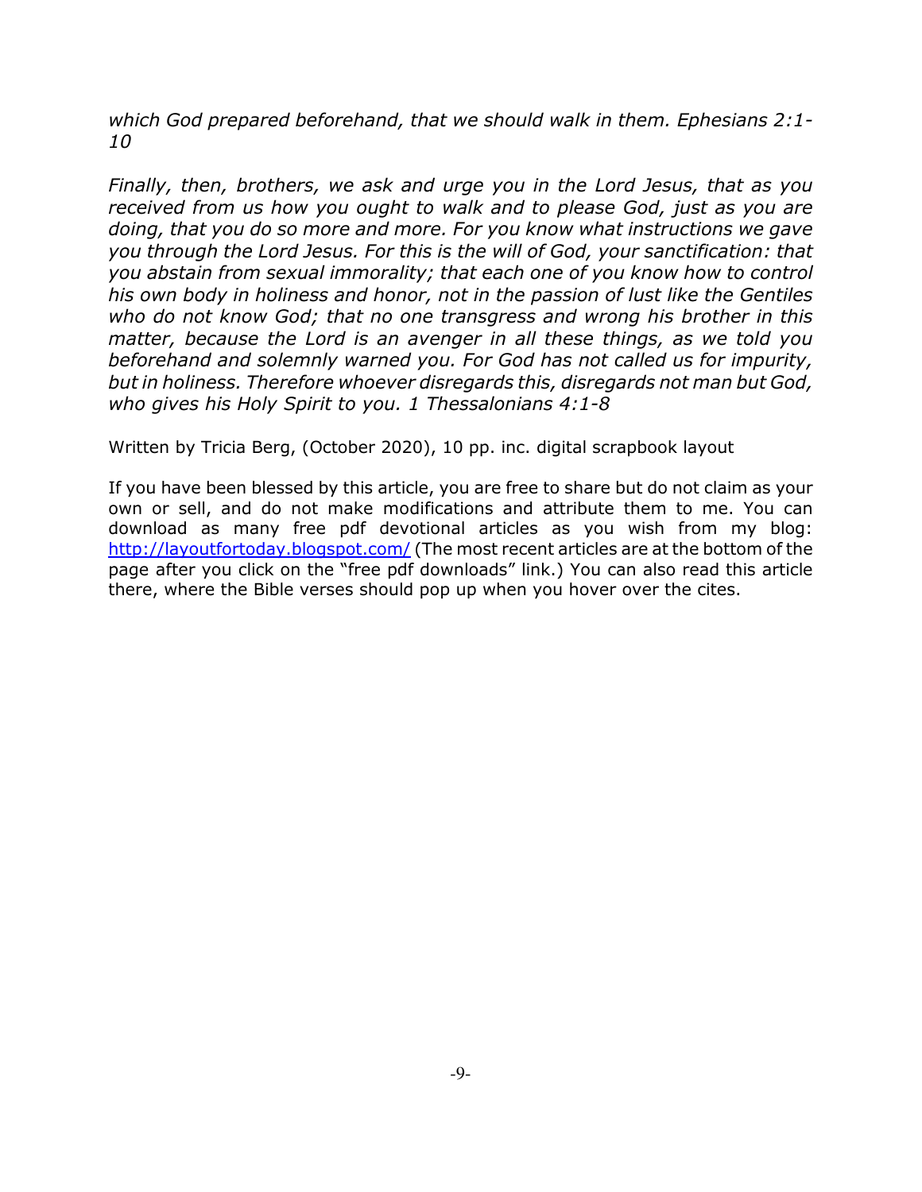*which God prepared beforehand, that we should walk in them. Ephesians 2:1-10*

*Finally, then, brothers, we ask and urge you in the Lord Jesus, that as you received from us how you ought to walk and to please God, just as you are doing, that you do so more and more. For you know what instructions we gave you through the Lord Jesus. For this is the will of God, your sanctification: that you abstain from sexual immorality; that each one of you know how to control his own body in holiness and honor, not in the passion of lust like the Gentiles who do not know God; that no one transgress and wrong his brother in this matter, because the Lord is an avenger in all these things, as we told you beforehand and solemnly warned you. For God has not called us for impurity, but in holiness. Therefore whoever disregards this, disregards not man but God, who gives his Holy Spirit to you. 1 Thessalonians 4:1-8*

Written by Tricia Berg, (October 2020), 10 pp. inc. digital scrapbook layout

If you have been blessed by this article, you are free to share but do not claim as your own or sell, and do not make modifications and attribute them to me. You can download as many free pdf devotional articles as you wish from my blog: [http://layoutfortoday.blogspot.com/](http://layoutfortoday.blogspot.com/) (The most recent articles are at the bottom of the page after you click on the "free pdf downloads" link.) You can also read this article there, where the Bible verses should pop up when you hover over the cites.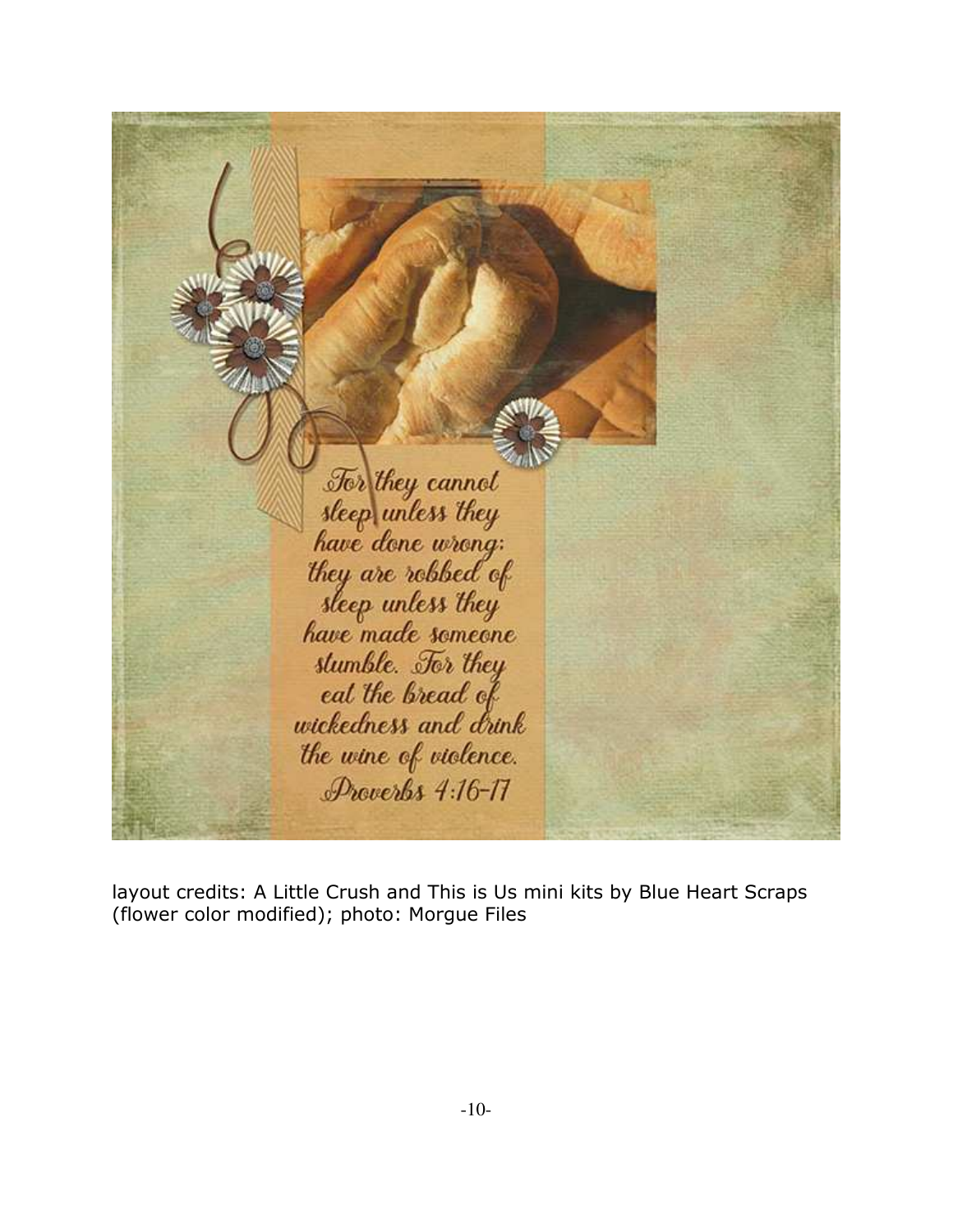For they cannot sleep unless they have done wrong; they are robbed of sleep unless they have made someone stumble. For they eat the bread of wickedness and drink the wine of violence.
Proverbs 4:16-17

layout credits: A Little Crush and This is Us mini kits by Blue Heart Scraps (flower color modified); photo: Morgue Files